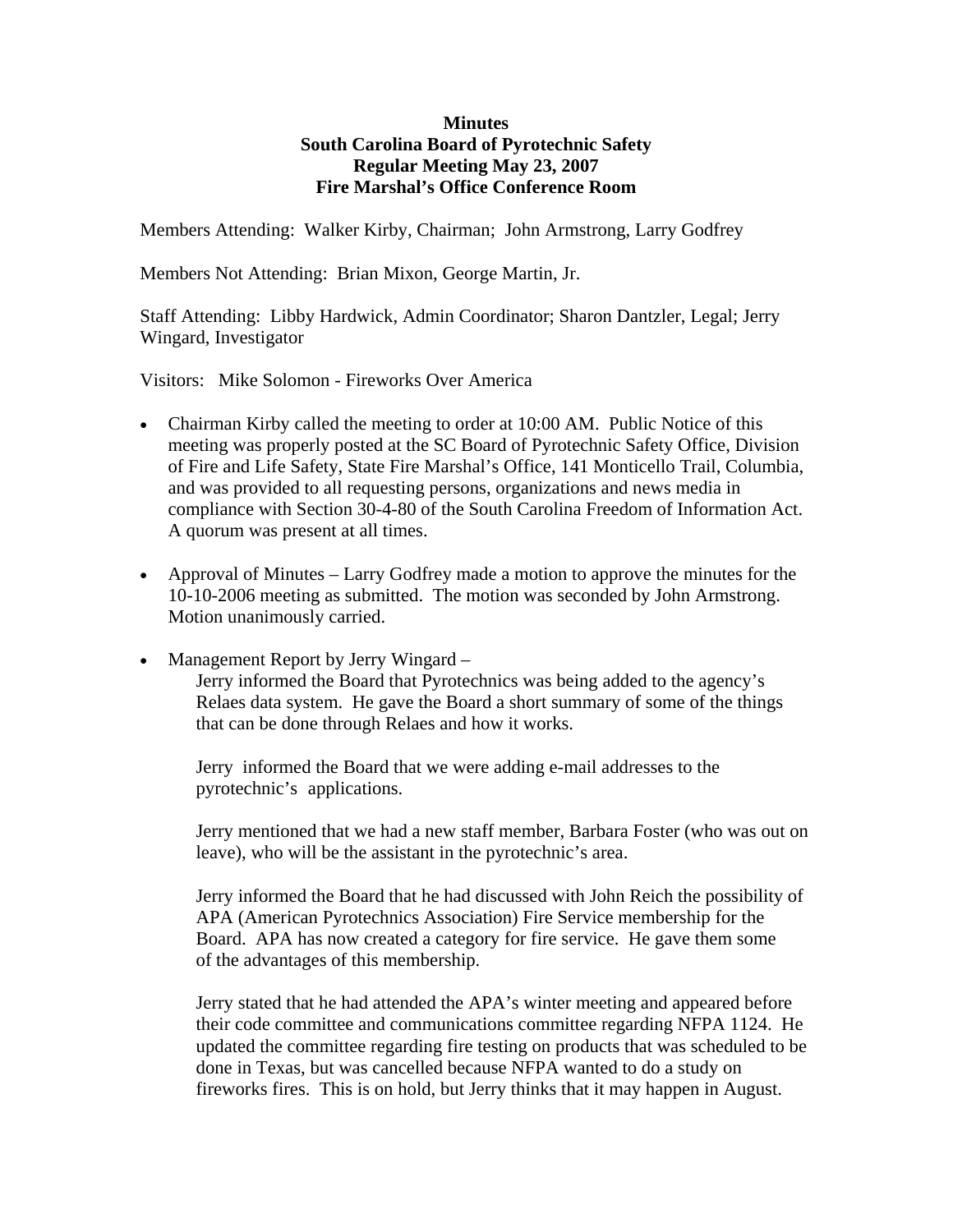**Minutes**
**South Carolina Board of Pyrotechnic Safety**
**Regular Meeting May 23, 2007**
**Fire Marshal's Office Conference Room**

Members Attending: Walker Kirby, Chairman; John Armstrong, Larry Godfrey

Members Not Attending: Brian Mixon, George Martin, Jr.

Staff Attending: Libby Hardwick, Admin Coordinator; Sharon Dantzler, Legal; Jerry Wingard, Investigator

Visitors: Mike Solomon - Fireworks Over America

- Chairman Kirby called the meeting to order at 10:00 AM. Public Notice of this meeting was properly posted at the SC Board of Pyrotechnic Safety Office, Division of Fire and Life Safety, State Fire Marshal's Office, 141 Monticello Trail, Columbia, and was provided to all requesting persons, organizations and news media in compliance with Section 30-4-80 of the South Carolina Freedom of Information Act. A quorum was present at all times.

- Approval of Minutes – Larry Godfrey made a motion to approve the minutes for the 10-10-2006 meeting as submitted. The motion was seconded by John Armstrong. Motion unanimously carried.

- Management Report by Jerry Wingard –

  Jerry informed the Board that Pyrotechnics was being added to the agency's Relaes data system. He gave the Board a short summary of some of the things that can be done through Relaes and how it works.

  Jerry informed the Board that we were adding e-mail addresses to the pyrotechnic's applications.

  Jerry mentioned that we had a new staff member, Barbara Foster (who was out on leave), who will be the assistant in the pyrotechnic's area.

  Jerry informed the Board that he had discussed with John Reich the possibility of APA (American Pyrotechnics Association) Fire Service membership for the Board. APA has now created a category for fire service. He gave them some of the advantages of this membership.

  Jerry stated that he had attended the APA's winter meeting and appeared before their code committee and communications committee regarding NFPA 1124. He updated the committee regarding fire testing on products that was scheduled to be done in Texas, but was cancelled because NFPA wanted to do a study on fireworks fires. This is on hold, but Jerry thinks that it may happen in August.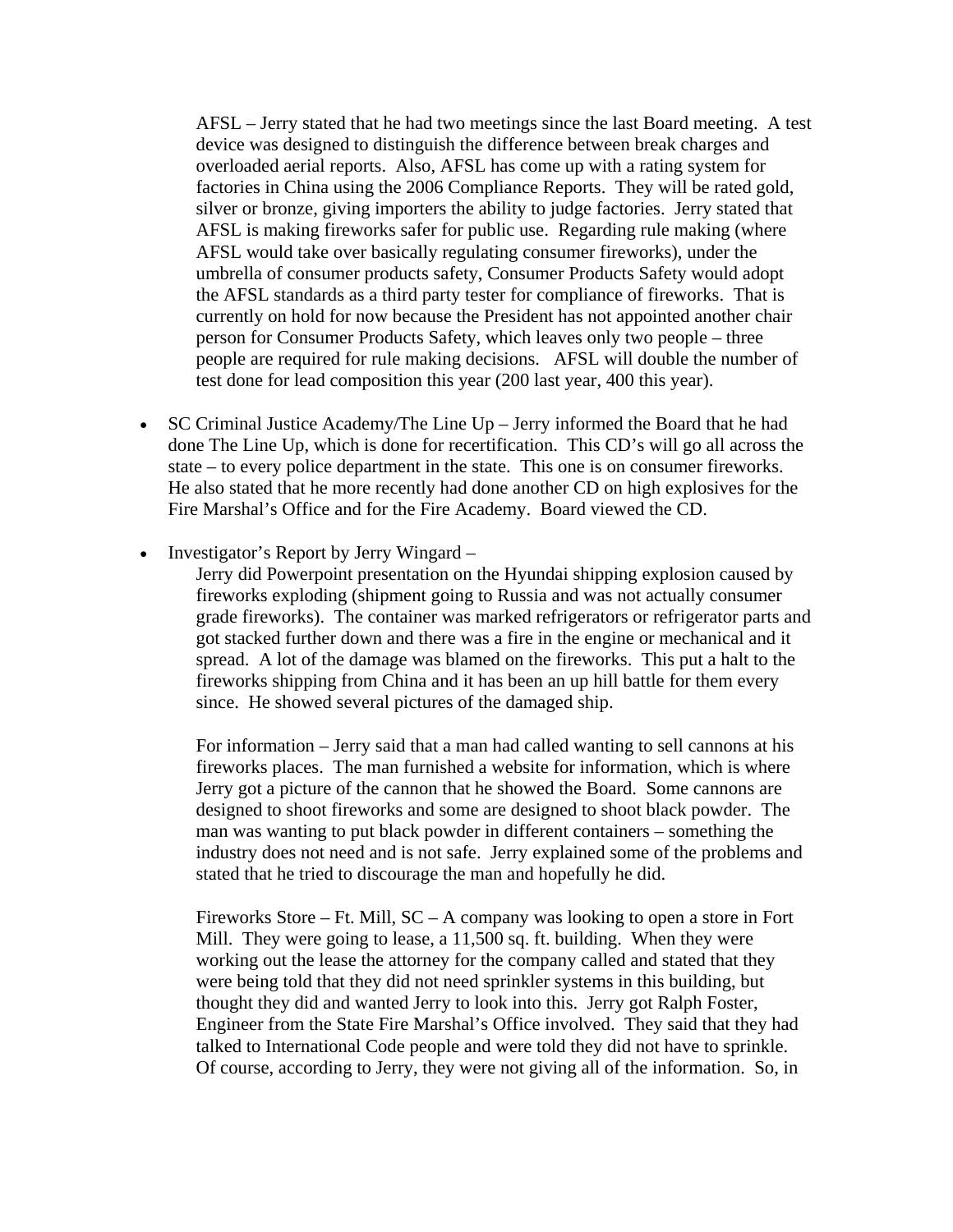AFSL – Jerry stated that he had two meetings since the last Board meeting. A test device was designed to distinguish the difference between break charges and overloaded aerial reports. Also, AFSL has come up with a rating system for factories in China using the 2006 Compliance Reports. They will be rated gold, silver or bronze, giving importers the ability to judge factories. Jerry stated that AFSL is making fireworks safer for public use. Regarding rule making (where AFSL would take over basically regulating consumer fireworks), under the umbrella of consumer products safety, Consumer Products Safety would adopt the AFSL standards as a third party tester for compliance of fireworks. That is currently on hold for now because the President has not appointed another chair person for Consumer Products Safety, which leaves only two people – three people are required for rule making decisions. AFSL will double the number of test done for lead composition this year (200 last year, 400 this year).

- SC Criminal Justice Academy/The Line Up – Jerry informed the Board that he had done The Line Up, which is done for recertification. This CD's will go all across the state – to every police department in the state. This one is on consumer fireworks. He also stated that he more recently had done another CD on high explosives for the Fire Marshal's Office and for the Fire Academy. Board viewed the CD.

- Investigator's Report by Jerry Wingard –

  Jerry did Powerpoint presentation on the Hyundai shipping explosion caused by fireworks exploding (shipment going to Russia and was not actually consumer grade fireworks). The container was marked refrigerators or refrigerator parts and got stacked further down and there was a fire in the engine or mechanical and it spread. A lot of the damage was blamed on the fireworks. This put a halt to the fireworks shipping from China and it has been an up hill battle for them every since. He showed several pictures of the damaged ship.

  For information – Jerry said that a man had called wanting to sell cannons at his fireworks places. The man furnished a website for information, which is where Jerry got a picture of the cannon that he showed the Board. Some cannons are designed to shoot fireworks and some are designed to shoot black powder. The man was wanting to put black powder in different containers – something the industry does not need and is not safe. Jerry explained some of the problems and stated that he tried to discourage the man and hopefully he did.

  Fireworks Store – Ft. Mill, SC – A company was looking to open a store in Fort Mill. They were going to lease, a 11,500 sq. ft. building. When they were working out the lease the attorney for the company called and stated that they were being told that they did not need sprinkler systems in this building, but thought they did and wanted Jerry to look into this. Jerry got Ralph Foster, Engineer from the State Fire Marshal's Office involved. They said that they had talked to International Code people and were told they did not have to sprinkle. Of course, according to Jerry, they were not giving all of the information. So, in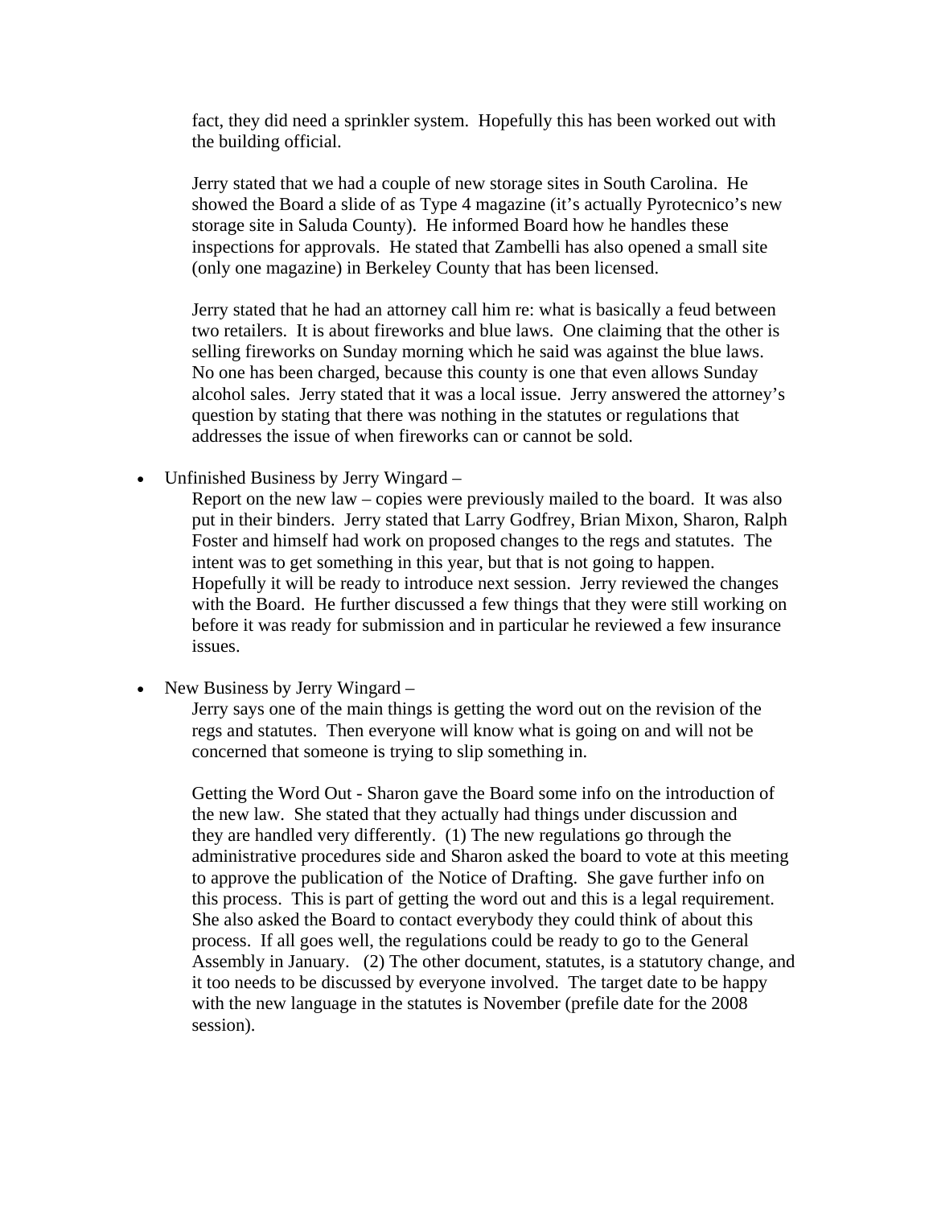fact, they did need a sprinkler system. Hopefully this has been worked out with the building official.

Jerry stated that we had a couple of new storage sites in South Carolina. He showed the Board a slide of as Type 4 magazine (it's actually Pyrotecnico's new storage site in Saluda County). He informed Board how he handles these inspections for approvals. He stated that Zambelli has also opened a small site (only one magazine) in Berkeley County that has been licensed.

Jerry stated that he had an attorney call him re: what is basically a feud between two retailers. It is about fireworks and blue laws. One claiming that the other is selling fireworks on Sunday morning which he said was against the blue laws. No one has been charged, because this county is one that even allows Sunday alcohol sales. Jerry stated that it was a local issue. Jerry answered the attorney's question by stating that there was nothing in the statutes or regulations that addresses the issue of when fireworks can or cannot be sold.

- Unfinished Business by Jerry Wingard –

  Report on the new law – copies were previously mailed to the board. It was also put in their binders. Jerry stated that Larry Godfrey, Brian Mixon, Sharon, Ralph Foster and himself had work on proposed changes to the regs and statutes. The intent was to get something in this year, but that is not going to happen. Hopefully it will be ready to introduce next session. Jerry reviewed the changes with the Board. He further discussed a few things that they were still working on before it was ready for submission and in particular he reviewed a few insurance issues.

- New Business by Jerry Wingard –

  Jerry says one of the main things is getting the word out on the revision of the regs and statutes. Then everyone will know what is going on and will not be concerned that someone is trying to slip something in.

  Getting the Word Out - Sharon gave the Board some info on the introduction of the new law. She stated that they actually had things under discussion and they are handled very differently. (1) The new regulations go through the administrative procedures side and Sharon asked the board to vote at this meeting to approve the publication of the Notice of Drafting. She gave further info on this process. This is part of getting the word out and this is a legal requirement. She also asked the Board to contact everybody they could think of about this process. If all goes well, the regulations could be ready to go to the General Assembly in January. (2) The other document, statutes, is a statutory change, and it too needs to be discussed by everyone involved. The target date to be happy with the new language in the statutes is November (prefile date for the 2008 session).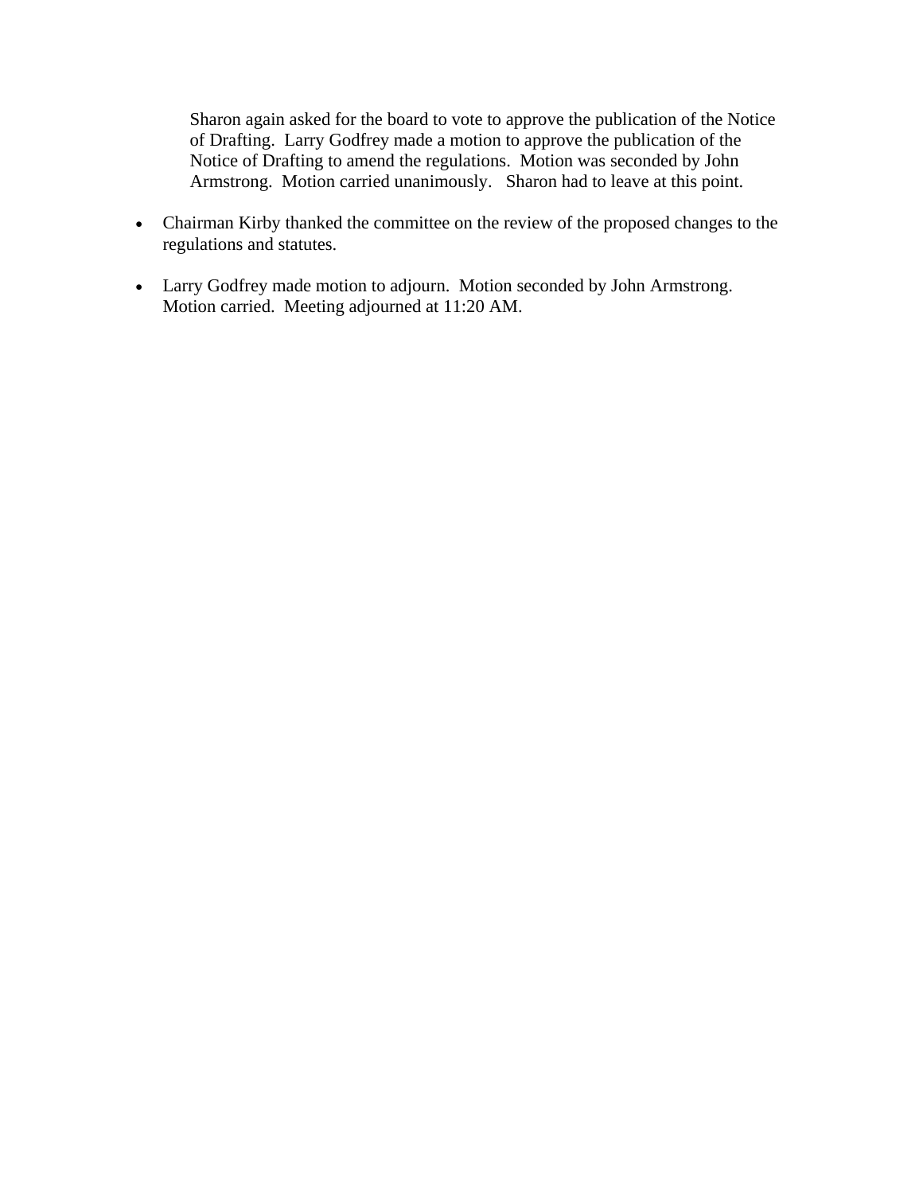Sharon again asked for the board to vote to approve the publication of the Notice of Drafting. Larry Godfrey made a motion to approve the publication of the Notice of Drafting to amend the regulations. Motion was seconded by John Armstrong. Motion carried unanimously. Sharon had to leave at this point.

- Chairman Kirby thanked the committee on the review of the proposed changes to the regulations and statutes.

- Larry Godfrey made motion to adjourn. Motion seconded by John Armstrong. Motion carried. Meeting adjourned at 11:20 AM.